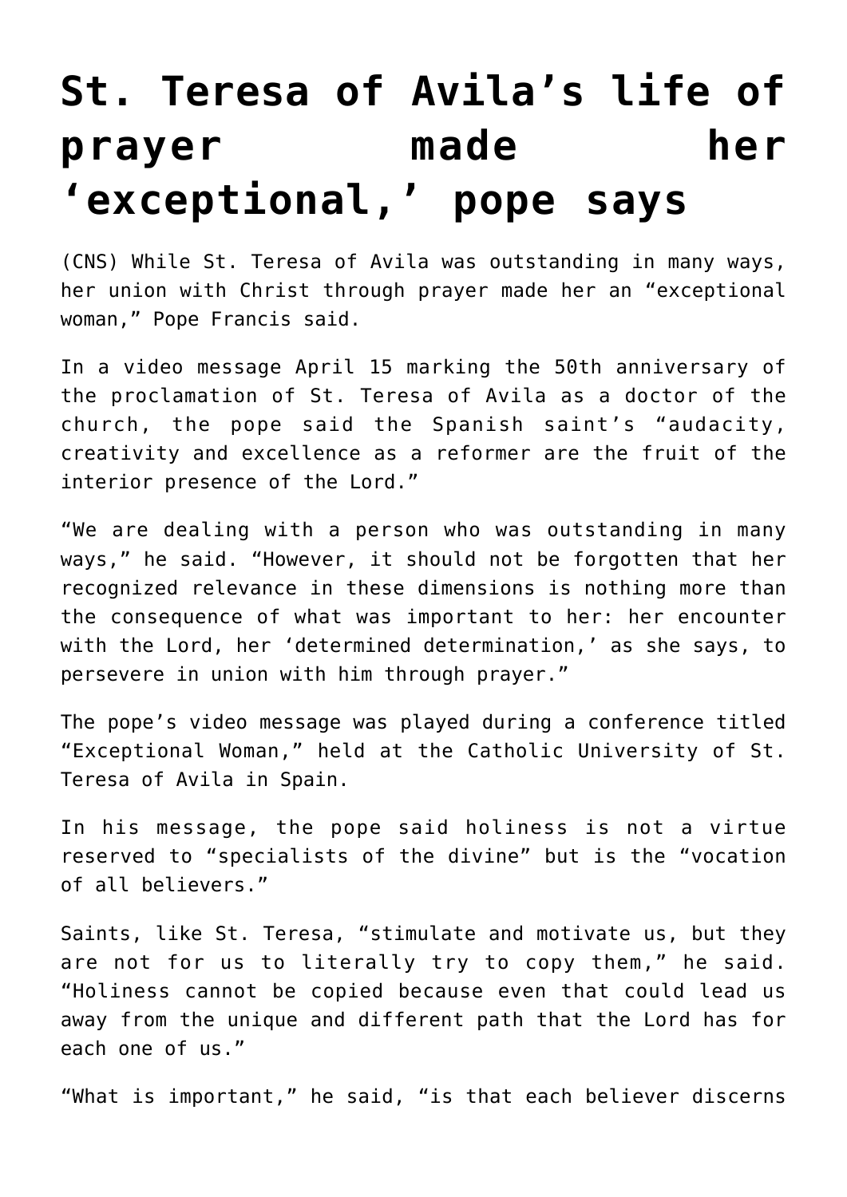# St. Teresa of Avila's life of prayer made her 'exceptional,' pope says

(CNS) While St. Teresa of Avila was outstanding in many ways, her union with Christ through prayer made her an "exceptional woman," Pope Francis said.

In a video message April 15 marking the 50th anniversary of the proclamation of St. Teresa of Avila as a doctor of the church, the pope said the Spanish saint's "audacity, creativity and excellence as a reformer are the fruit of the interior presence of the Lord."

"We are dealing with a person who was outstanding in many ways," he said. "However, it should not be forgotten that her recognized relevance in these dimensions is nothing more than the consequence of what was important to her: her encounter with the Lord, her 'determined determination,' as she says, to persevere in union with him through prayer."

The pope's video message was played during a conference titled "Exceptional Woman," held at the Catholic University of St. Teresa of Avila in Spain.

In his message, the pope said holiness is not a virtue reserved to "specialists of the divine" but is the "vocation of all believers."

Saints, like St. Teresa, "stimulate and motivate us, but they are not for us to literally try to copy them," he said. "Holiness cannot be copied because even that could lead us away from the unique and different path that the Lord has for each one of us."

"What is important," he said, "is that each believer discerns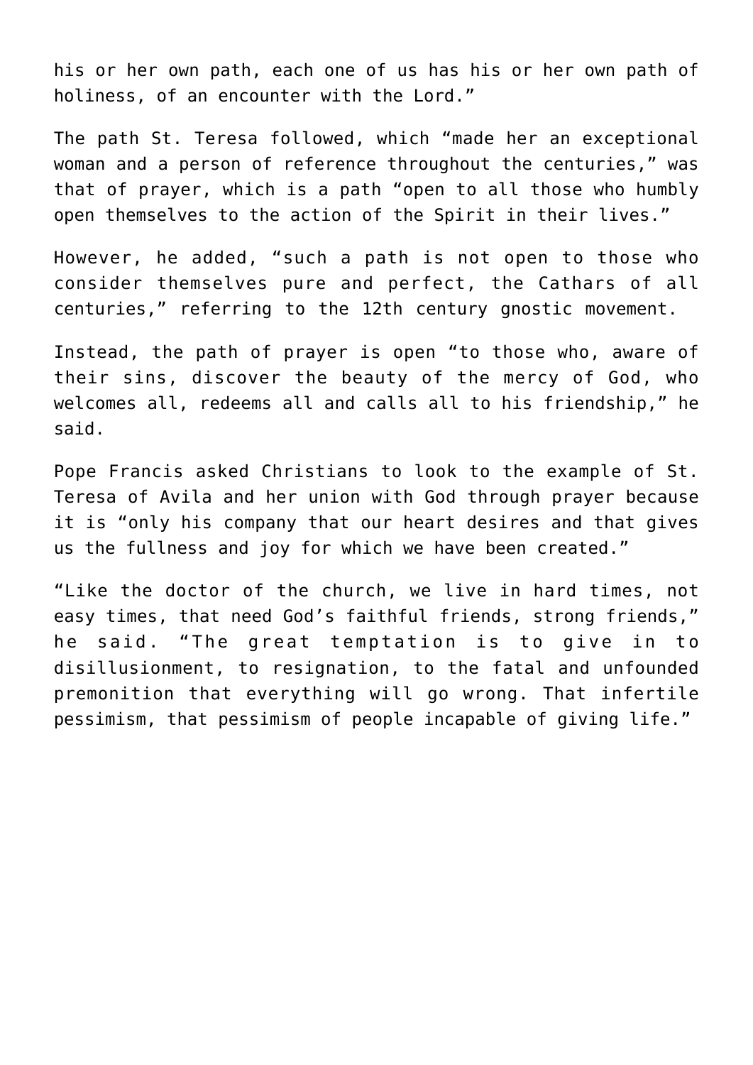his or her own path, each one of us has his or her own path of holiness, of an encounter with the Lord."

The path St. Teresa followed, which "made her an exceptional woman and a person of reference throughout the centuries," was that of prayer, which is a path "open to all those who humbly open themselves to the action of the Spirit in their lives."

However, he added, "such a path is not open to those who consider themselves pure and perfect, the Cathars of all centuries," referring to the 12th century gnostic movement.

Instead, the path of prayer is open "to those who, aware of their sins, discover the beauty of the mercy of God, who welcomes all, redeems all and calls all to his friendship," he said.

Pope Francis asked Christians to look to the example of St. Teresa of Avila and her union with God through prayer because it is "only his company that our heart desires and that gives us the fullness and joy for which we have been created."

"Like the doctor of the church, we live in hard times, not easy times, that need God's faithful friends, strong friends," he said. "The great temptation is to give in to disillusionment, to resignation, to the fatal and unfounded premonition that everything will go wrong. That infertile pessimism, that pessimism of people incapable of giving life."